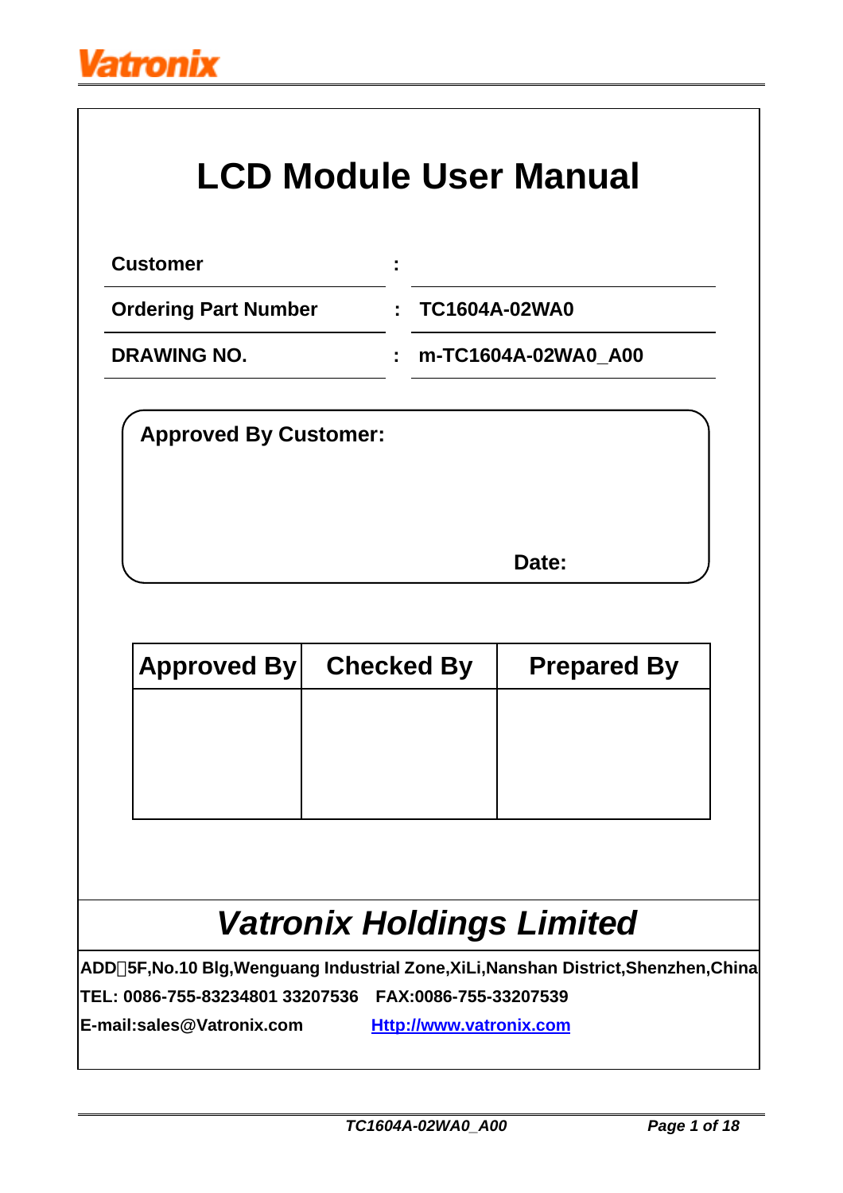Vatronix

# LCD Module User Manual

| | | |
|---|---|---|
| **Customer** | : | |
| **Ordering Part Number** | : | **TC1604A-02WA0** |
| **DRAWING NO.** | : | **m-TC1604A-02WA0_A00** |

**Approved By Customer:**

**Date:**

| Approved By | Checked By | Prepared By |
|---|---|---|
| | | |

## *Vatronix Holdings Limited*

**ADD：5F,No.10 Blg,Wenguang Industrial Zone,XiLi,Nanshan District,Shenzhen,China**

**TEL: 0086-755-83234801 33207536 FAX:0086-755-33207539**

**E-mail:sales@Vatronix.com** **Http://www.vatronix.com**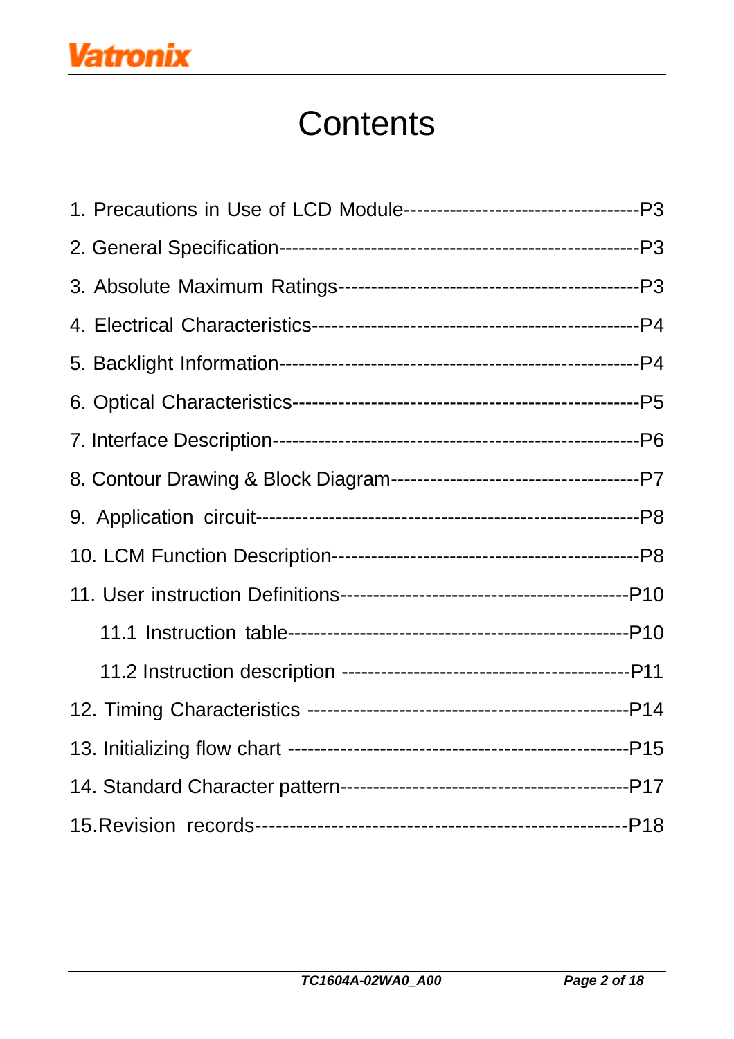# Contents

1. Precautions in Use of LCD Module-----------------------------------P3
2. General Specification-------------------------------------------------------P3
3. Absolute Maximum Ratings---------------------------------------------P3
4. Electrical Characteristics-----------------------------------------------P4
5. Backlight Information-------------------------------------------------------P4
6. Optical Characteristics----------------------------------------------------P5
7. Interface Description--------------------------------------------------------P6
8. Contour Drawing & Block Diagram-------------------------------------P7
9. Application circuit------------------------------------------------------------P8
10. LCM Function Description----------------------------------------------P8
11. User instruction Definitions-----------------------------------------P10
    - 11.1 Instruction table--------------------------------------------------P10
    - 11.2 Instruction description -----------------------------------------P11
12. Timing Characteristics ----------------------------------------------P14
13. Initializing flow chart ------------------------------------------------P15
14. Standard Character pattern---------------------------------------P17
15. Revision records--------------------------------------------------------P18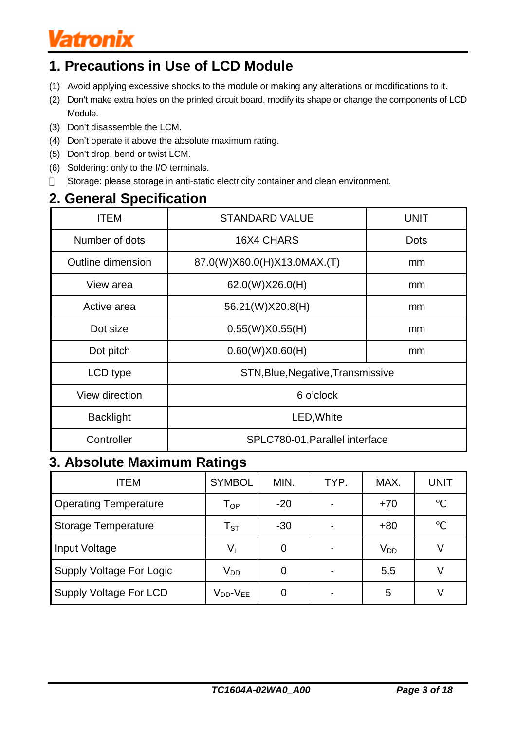## 1. Precautions in Use of LCD Module

(1) Avoid applying excessive shocks to the module or making any alterations or modifications to it.
(2) Don't make extra holes on the printed circuit board, modify its shape or change the components of LCD Module.
(3) Don't disassemble the LCM.
(4) Don't operate it above the absolute maximum rating.
(5) Don't drop, bend or twist LCM.
(6) Soldering: only to the I/O terminals.
 Storage: please storage in anti-static electricity container and clean environment.

## 2. General Specification

| ITEM | STANDARD VALUE | UNIT |
|---|---|---|
| Number of dots | 16X4 CHARS | Dots |
| Outline dimension | 87.0(W)X60.0(H)X13.0MAX.(T) | mm |
| View area | 62.0(W)X26.0(H) | mm |
| Active area | 56.21(W)X20.8(H) | mm |
| Dot size | 0.55(W)X0.55(H) | mm |
| Dot pitch | 0.60(W)X0.60(H) | mm |
| LCD type | STN,Blue,Negative,Transmissive | |
| View direction | 6 o'clock | |
| Backlight | LED,White | |
| Controller | SPLC780-01,Parallel interface | |

## 3. Absolute Maximum Ratings

| ITEM | SYMBOL | MIN. | TYP. | MAX. | UNIT |
|---|---|---|---|---|---|
| Operating Temperature | $T_{OP}$ | -20 | - | +70 | ℃ |
| Storage Temperature | $T_{ST}$ | -30 | - | +80 | ℃ |
| Input Voltage | $V_I$ | 0 | - | $V_{DD}$ | V |
| Supply Voltage For Logic | $V_{DD}$ | 0 | - | 5.5 | V |
| Supply Voltage For LCD | $V_{DD}$-$V_{EE}$ | 0 | - | 5 | V |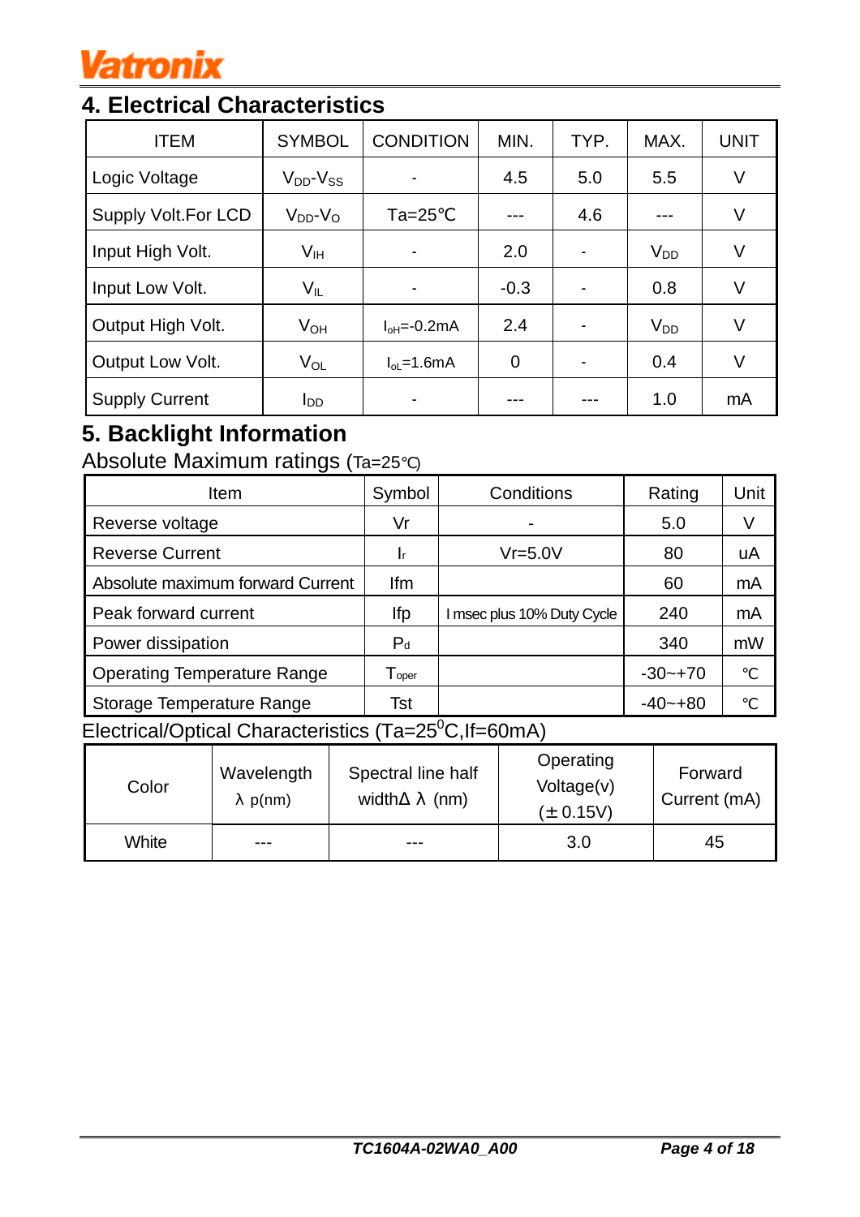## 4. Electrical Characteristics

| ITEM | SYMBOL | CONDITION | MIN. | TYP. | MAX. | UNIT |
|---|---|---|---|---|---|---|
| Logic Voltage | $V_{DD}$-$V_{SS}$ | - | 4.5 | 5.0 | 5.5 | V |
| Supply Volt.For LCD | $V_{DD}$-$V_{O}$ | Ta=25℃ | --- | 4.6 | --- | V |
| Input High Volt. | $V_{IH}$ | - | 2.0 | - | $V_{DD}$ | V |
| Input Low Volt. | $V_{IL}$ | - | -0.3 | - | 0.8 | V |
| Output High Volt. | $V_{OH}$ | $I_{oH}$=-0.2mA | 2.4 | - | $V_{DD}$ | V |
| Output Low Volt. | $V_{OL}$ | $I_{oL}$=1.6mA | 0 | - | 0.4 | V |
| Supply Current | $I_{DD}$ | - | --- | --- | 1.0 | mA |

## 5. Backlight Information

Absolute Maximum ratings (Ta=25℃)

| Item | Symbol | Conditions | Rating | Unit |
|---|---|---|---|---|
| Reverse voltage | Vr | - | 5.0 | V |
| Reverse Current | $I_r$ | Vr=5.0V | 80 | uA |
| Absolute maximum forward Current | Ifm | | 60 | mA |
| Peak forward current | Ifp | I msec plus 10% Duty Cycle | 240 | mA |
| Power dissipation | $P_d$ | | 340 | mW |
| Operating Temperature Range | $T_{oper}$ | | -30~+70 | ℃ |
| Storage Temperature Range | Tst | | -40~+80 | ℃ |

Electrical/Optical Characteristics (Ta=25$^0$C,If=60mA)

| Color | Wavelength λ p(nm) | Spectral line half widthΔ λ (nm) | Operating Voltage(v) (±0.15V) | Forward Current (mA) |
|---|---|---|---|---|
| White | --- | --- | 3.0 | 45 |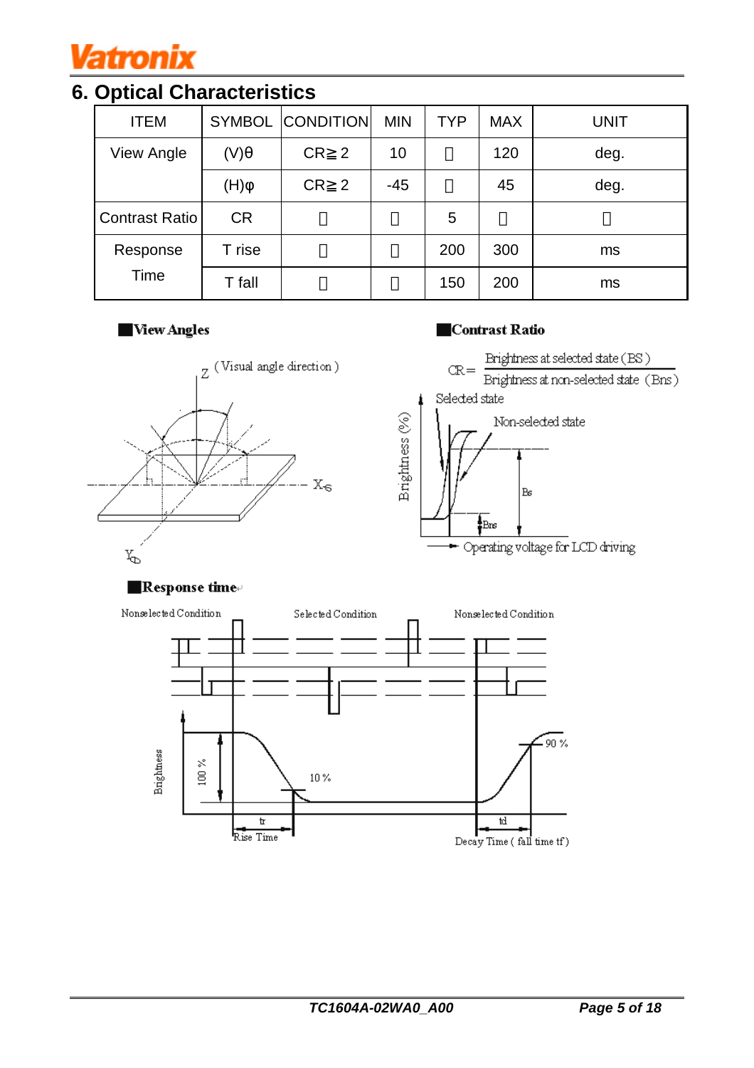## 6. Optical Characteristics

| ITEM | SYMBOL | CONDITION | MIN | TYP | MAX | UNIT |
|---|---|---|---|---|---|---|
| View Angle | (V)θ | CR≧2 | 10 | － | 120 | deg. |
| | (H)φ | CR≧2 | -45 | － | 45 | deg. |
| Contrast Ratio | CR | － | － | 5 | － | － |
| Response Time | T rise | － | － | 200 | 300 | ms |
| | T fall | － | － | 150 | 200 | ms |

■**View Angles**

Z (Visual angle direction)

X θ

Y φ

■**Contrast Ratio**

$$CR = \frac{\text{Brightness at selected state (BS)}}{\text{Brightness at non-selected state (Bns)}}$$

Selected state

Non-selected state

Brightness (%)

Bs

Bns

Operating voltage for LCD driving

■**Response time**

Nonselected Condition

Selected Condition

Nonselected Condition

Brightness

100 %

10 %

90 %

tr

Rise Time

td

Decay Time ( fall time tf )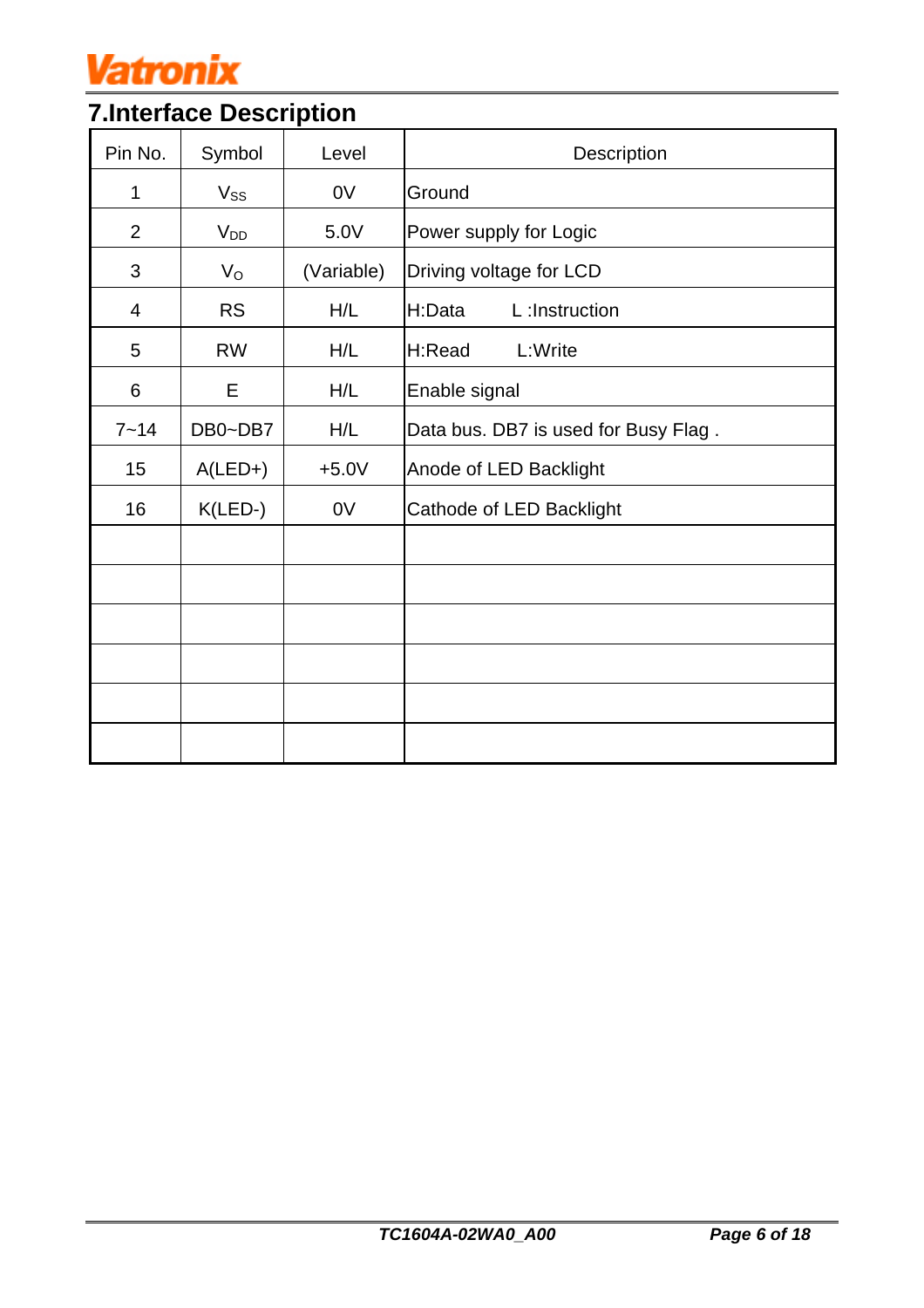## 7.Interface Description

| Pin No. | Symbol | Level | Description |
|---|---|---|---|
| 1 | $V_{SS}$ | 0V | Ground |
| 2 | $V_{DD}$ | 5.0V | Power supply for Logic |
| 3 | $V_O$ | (Variable) | Driving voltage for LCD |
| 4 | RS | H/L | H:Data L :Instruction |
| 5 | RW | H/L | H:Read L:Write |
| 6 | E | H/L | Enable signal |
| 7~14 | DB0~DB7 | H/L | Data bus. DB7 is used for Busy Flag . |
| 15 | A(LED+) | +5.0V | Anode of LED Backlight |
| 16 | K(LED-) | 0V | Cathode of LED Backlight |
| | | | |
| | | | |
| | | | |
| | | | |
| | | | |
| | | | |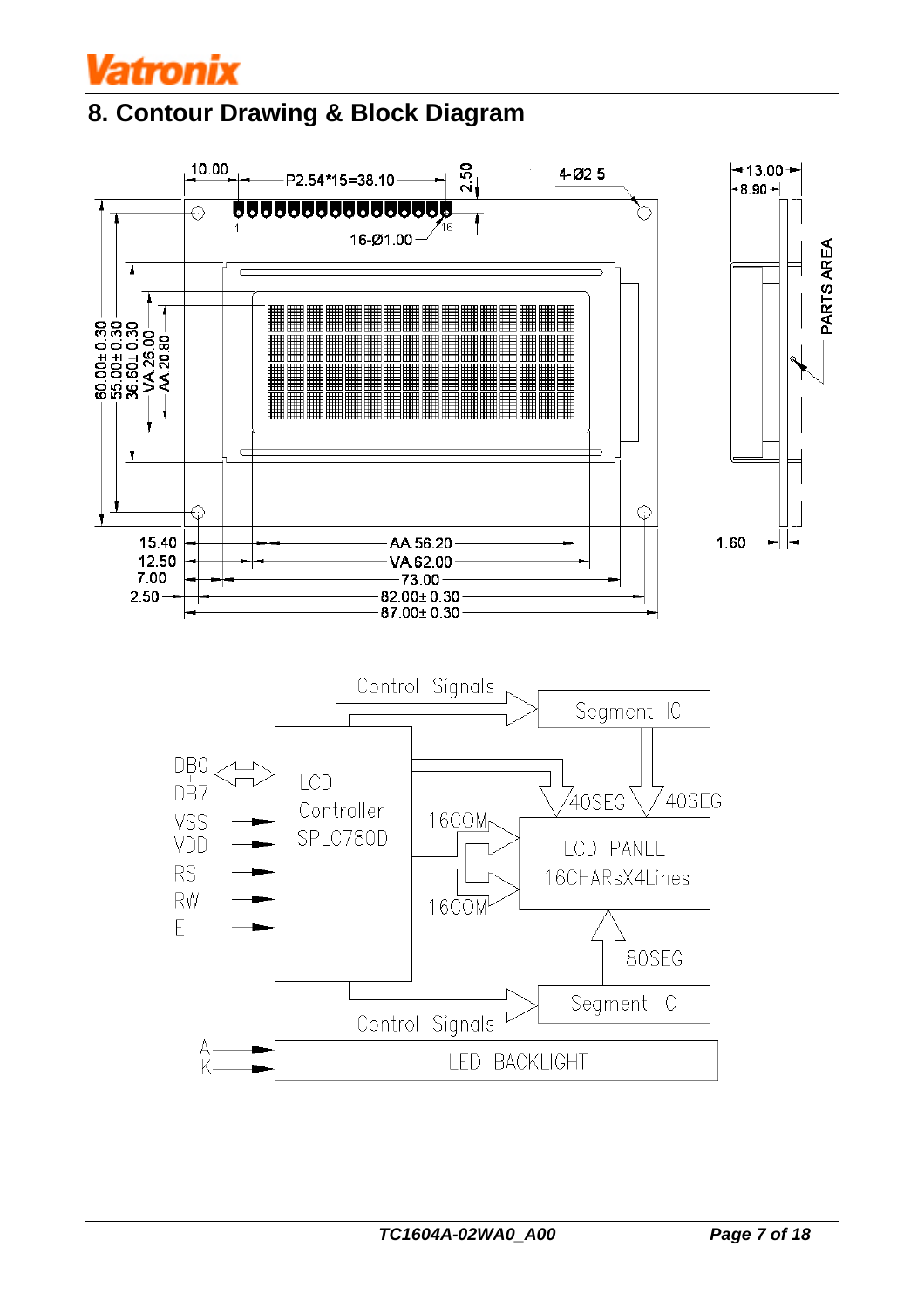# 8. Contour Drawing & Block Diagram

10.00 P2.54*15=38.10 2.50 4-Ø2.5

13.00 8.90

16-Ø1.00

PARTS AREA

60.00± 0.30 55.00± 0.30 36.60± 0.30 VA.26.00 AA.20.80

15.40 AA.56.20
12.50 VA.62.00
7.00 73.00
2.50 82.00± 0.30
87.00± 0.30

1.60

Control Signals

Segment IC

DB0 – DB7
VSS
VDD
RS
RW
E

LCD Controller SPLC780D

40SEG 40SEG

16COM

LCD PANEL 16CHARsX4Lines

16COM

80SEG

Segment IC

Control Signals

A
K

LED BACKLIGHT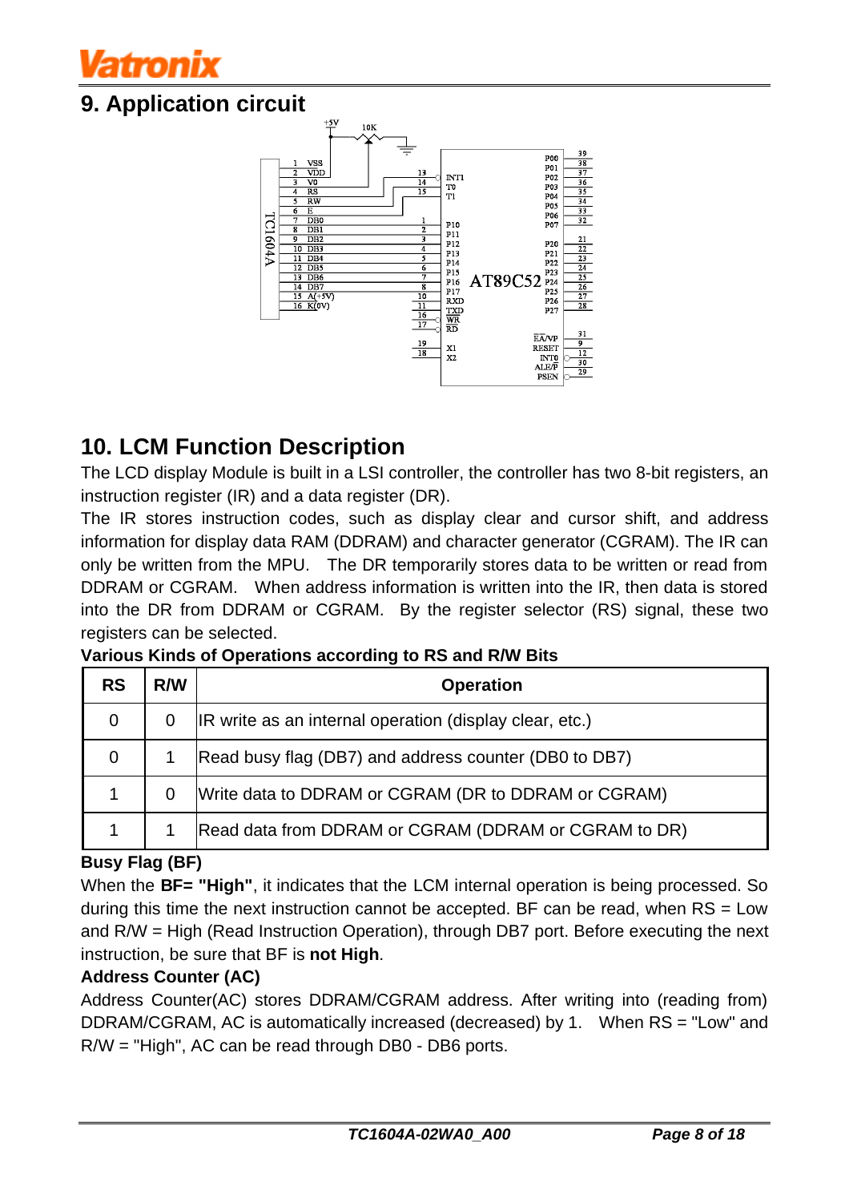# 9. Application circuit

# 10. LCM Function Description

The LCD display Module is built in a LSI controller, the controller has two 8-bit registers, an instruction register (IR) and a data register (DR).

The IR stores instruction codes, such as display clear and cursor shift, and address information for display data RAM (DDRAM) and character generator (CGRAM). The IR can only be written from the MPU. The DR temporarily stores data to be written or read from DDRAM or CGRAM. When address information is written into the IR, then data is stored into the DR from DDRAM or CGRAM. By the register selector (RS) signal, these two registers can be selected.

**Various Kinds of Operations according to RS and R/W Bits**

| RS | R/W | Operation |
|---|---|---|
| 0 | 0 | IR write as an internal operation (display clear, etc.) |
| 0 | 1 | Read busy flag (DB7) and address counter (DB0 to DB7) |
| 1 | 0 | Write data to DDRAM or CGRAM (DR to DDRAM or CGRAM) |
| 1 | 1 | Read data from DDRAM or CGRAM (DDRAM or CGRAM to DR) |

**Busy Flag (BF)**

When the **BF= "High"**, it indicates that the LCM internal operation is being processed. So during this time the next instruction cannot be accepted. BF can be read, when RS = Low and R/W = High (Read Instruction Operation), through DB7 port. Before executing the next instruction, be sure that BF is **not High**.

**Address Counter (AC)**

Address Counter(AC) stores DDRAM/CGRAM address. After writing into (reading from) DDRAM/CGRAM, AC is automatically increased (decreased) by 1. When RS = "Low" and R/W = "High", AC can be read through DB0 - DB6 ports.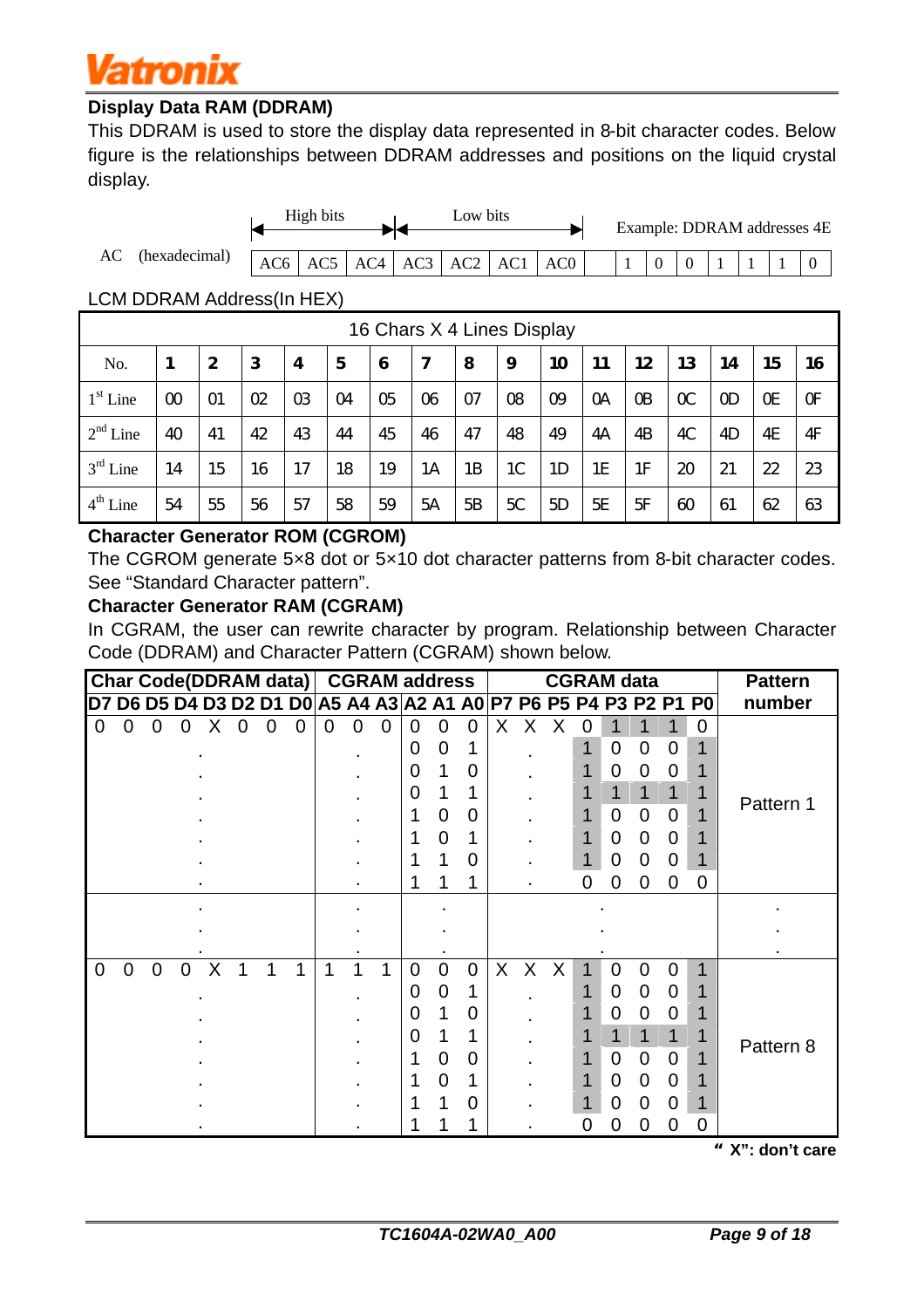### Display Data RAM (DDRAM)

This DDRAM is used to store the display data represented in 8-bit character codes. Below figure is the relationships between DDRAM addresses and positions on the liquid crystal display.

| | High bits | | | Low bits | | | | Example: DDRAM addresses 4E | | | | | | |
|---|---|---|---|---|---|---|---|---|---|---|---|---|---|---|
| AC (hexadecimal) | AC6 | AC5 | AC4 | AC3 | AC2 | AC1 | AC0 | 1 | 0 | 0 | 1 | 1 | 1 | 0 |

LCM DDRAM Address(In HEX)

| 16 Chars X 4 Lines Display | | | | | | | | | | | | | | | | |
|---|---|---|---|---|---|---|---|---|---|---|---|---|---|---|---|---|
| No. | 1 | 2 | 3 | 4 | 5 | 6 | 7 | 8 | 9 | 10 | 11 | 12 | 13 | 14 | 15 | 16 |
| 1st Line | 00 | 01 | 02 | 03 | 04 | 05 | 06 | 07 | 08 | 09 | 0A | 0B | 0C | 0D | 0E | 0F |
| 2nd Line | 40 | 41 | 42 | 43 | 44 | 45 | 46 | 47 | 48 | 49 | 4A | 4B | 4C | 4D | 4E | 4F |
| 3rd Line | 14 | 15 | 16 | 17 | 18 | 19 | 1A | 1B | 1C | 1D | 1E | 1F | 20 | 21 | 22 | 23 |
| 4th Line | 54 | 55 | 56 | 57 | 58 | 59 | 5A | 5B | 5C | 5D | 5E | 5F | 60 | 61 | 62 | 63 |

### Character Generator ROM (CGROM)

The CGROM generate 5×8 dot or 5×10 dot character patterns from 8-bit character codes. See "Standard Character pattern".

### Character Generator RAM (CGRAM)

In CGRAM, the user can rewrite character by program. Relationship between Character Code (DDRAM) and Character Pattern (CGRAM) shown below.

| Char Code(DDRAM data) D7 D6 D5 D4 D3 D2 D1 D0 | CGRAM address A5 A4 A3 | A2 A1 A0 | CGRAM data P7 P6 P5 P4 P3 P2 P1 P0 | Pattern number |
|---|---|---|---|---|
| 0 0 0 0 X 0 0 0 | 0 0 0 | 0 0 0 | X X X 0 1 1 1 0 | Pattern 1 |
| . | . | 0 0 1 | . 1 0 0 0 1 | |
| . | . | 0 1 0 | . 1 0 0 0 1 | |
| . | . | 0 1 1 | . 1 1 1 1 1 | |
| . | . | 1 0 0 | . 1 0 0 0 1 | |
| . | . | 1 0 1 | . 1 0 0 0 1 | |
| . | . | 1 1 0 | . 1 0 0 0 1 | |
| . | . | 1 1 1 | . 0 0 0 0 0 | |
| . . . | . . . | . . . | . . . | . . . |
| 0 0 0 0 X 1 1 1 | 1 1 1 | 0 0 0 | X X X 1 0 0 0 1 | Pattern 8 |
| . | . | 0 0 1 | . 1 0 0 0 1 | |
| . | . | 0 1 0 | . 1 0 0 0 1 | |
| . | . | 0 1 1 | . 1 1 1 1 1 | |
| . | . | 1 0 0 | . 1 0 0 0 1 | |
| . | . | 1 0 1 | . 1 0 0 0 1 | |
| . | . | 1 1 0 | . 1 0 0 0 1 | |
| . | . | 1 1 1 | . 0 0 0 0 0 | |

**"X": don't care**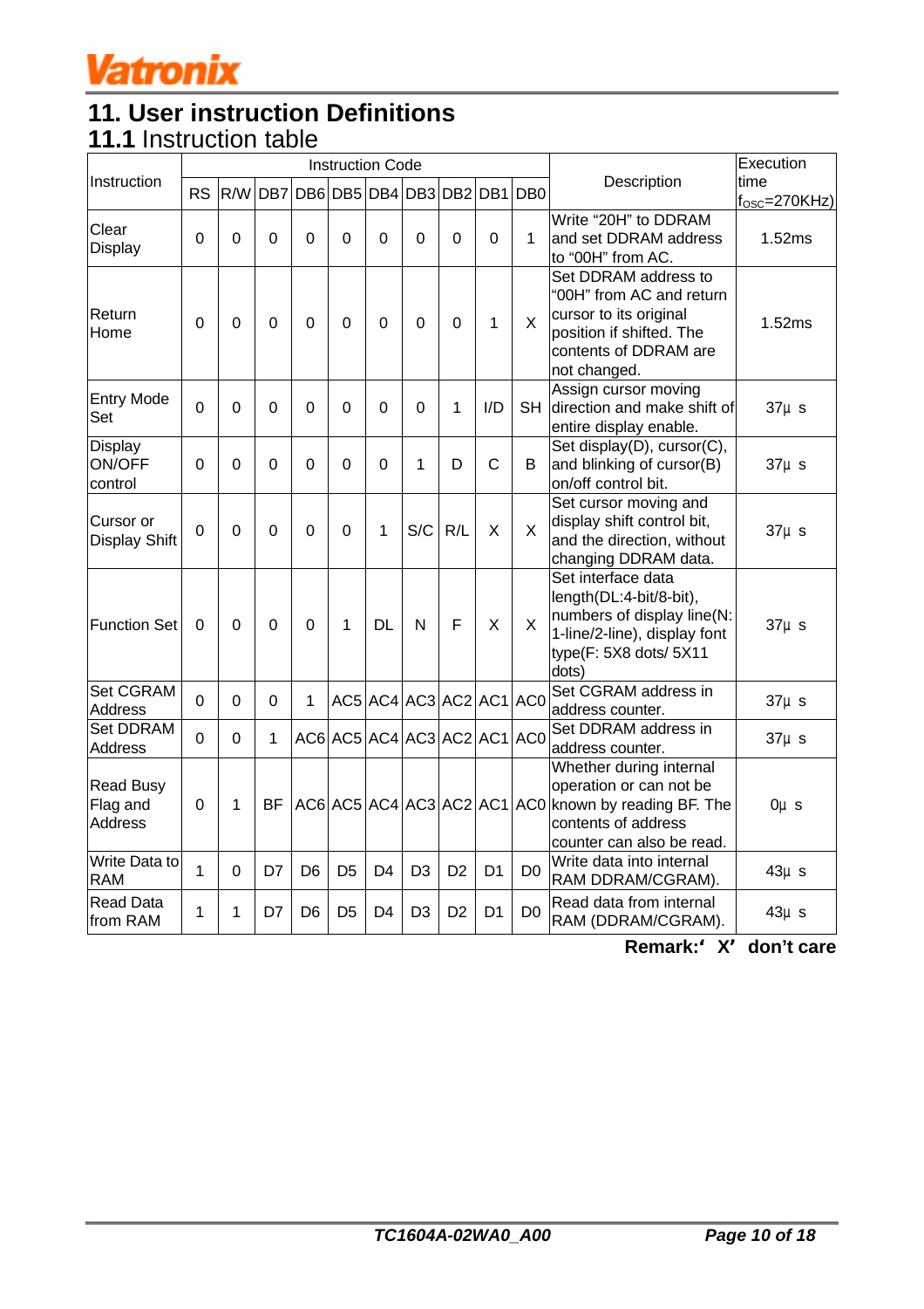# 11. User instruction Definitions

## 11.1 Instruction table

| Instruction | Instruction Code | | | | | | | | | | Description | Execution time ($f_{OSC}$=270KHz) |
|---|---|---|---|---|---|---|---|---|---|---|---|---|
| | RS | R/W | DB7 | DB6 | DB5 | DB4 | DB3 | DB2 | DB1 | DB0 | | |
| Clear Display | 0 | 0 | 0 | 0 | 0 | 0 | 0 | 0 | 0 | 1 | Write "20H" to DDRAM and set DDRAM address to "00H" from AC. | 1.52ms |
| Return Home | 0 | 0 | 0 | 0 | 0 | 0 | 0 | 0 | 1 | X | Set DDRAM address to "00H" from AC and return cursor to its original position if shifted. The contents of DDRAM are not changed. | 1.52ms |
| Entry Mode Set | 0 | 0 | 0 | 0 | 0 | 0 | 0 | 1 | I/D | SH | Assign cursor moving direction and make shift of entire display enable. | 37μ s |
| Display ON/OFF control | 0 | 0 | 0 | 0 | 0 | 0 | 1 | D | C | B | Set display(D), cursor(C), and blinking of cursor(B) on/off control bit. | 37μ s |
| Cursor or Display Shift | 0 | 0 | 0 | 0 | 0 | 1 | S/C | R/L | X | X | Set cursor moving and display shift control bit, and the direction, without changing DDRAM data. | 37μ s |
| Function Set | 0 | 0 | 0 | 0 | 1 | DL | N | F | X | X | Set interface data length(DL:4-bit/8-bit), numbers of display line(N: 1-line/2-line), display font type(F: 5X8 dots/ 5X11 dots) | 37μ s |
| Set CGRAM Address | 0 | 0 | 0 | 1 | AC5 | AC4 | AC3 | AC2 | AC1 | AC0 | Set CGRAM address in address counter. | 37μ s |
| Set DDRAM Address | 0 | 0 | 1 | AC6 | AC5 | AC4 | AC3 | AC2 | AC1 | AC0 | Set DDRAM address in address counter. | 37μ s |
| Read Busy Flag and Address | 0 | 1 | BF | AC6 | AC5 | AC4 | AC3 | AC2 | AC1 | AC0 | Whether during internal operation or can not be known by reading BF. The contents of address counter can also be read. | 0μ s |
| Write Data to RAM | 1 | 0 | D7 | D6 | D5 | D4 | D3 | D2 | D1 | D0 | Write data into internal RAM DDRAM/CGRAM). | 43μ s |
| Read Data from RAM | 1 | 1 | D7 | D6 | D5 | D4 | D3 | D2 | D1 | D0 | Read data from internal RAM (DDRAM/CGRAM). | 43μ s |

**Remark:' X' don't care**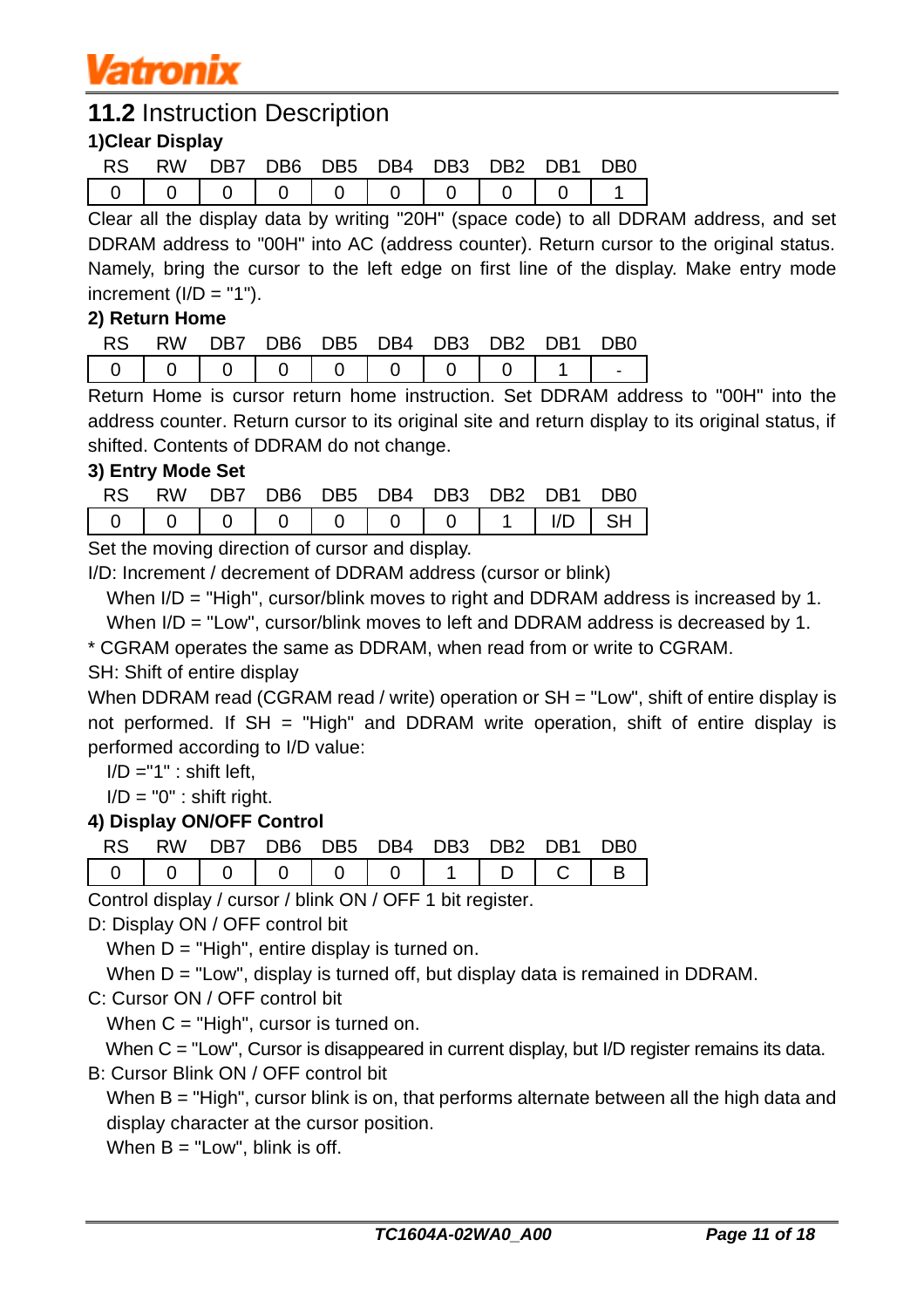## 11.2 Instruction Description

### 1)Clear Display

| RS | RW | DB7 | DB6 | DB5 | DB4 | DB3 | DB2 | DB1 | DB0 |
|---|---|---|---|---|---|---|---|---|---|
| 0 | 0 | 0 | 0 | 0 | 0 | 0 | 0 | 0 | 1 |

Clear all the display data by writing "20H" (space code) to all DDRAM address, and set DDRAM address to "00H" into AC (address counter). Return cursor to the original status. Namely, bring the cursor to the left edge on first line of the display. Make entry mode increment (I/D = "1").

### 2) Return Home

| RS | RW | DB7 | DB6 | DB5 | DB4 | DB3 | DB2 | DB1 | DB0 |
|---|---|---|---|---|---|---|---|---|---|
| 0 | 0 | 0 | 0 | 0 | 0 | 0 | 0 | 1 | - |

Return Home is cursor return home instruction. Set DDRAM address to "00H" into the address counter. Return cursor to its original site and return display to its original status, if shifted. Contents of DDRAM do not change.

### 3) Entry Mode Set

| RS | RW | DB7 | DB6 | DB5 | DB4 | DB3 | DB2 | DB1 | DB0 |
|---|---|---|---|---|---|---|---|---|---|
| 0 | 0 | 0 | 0 | 0 | 0 | 0 | 1 | I/D | SH |

Set the moving direction of cursor and display.

I/D: Increment / decrement of DDRAM address (cursor or blink)

When I/D = "High", cursor/blink moves to right and DDRAM address is increased by 1.

When I/D = "Low", cursor/blink moves to left and DDRAM address is decreased by 1.

* CGRAM operates the same as DDRAM, when read from or write to CGRAM.

SH: Shift of entire display

When DDRAM read (CGRAM read / write) operation or SH = "Low", shift of entire display is not performed. If SH = "High" and DDRAM write operation, shift of entire display is performed according to I/D value:

I/D ="1" : shift left,

I/D = "0" : shift right.

### 4) Display ON/OFF Control

| RS | RW | DB7 | DB6 | DB5 | DB4 | DB3 | DB2 | DB1 | DB0 |
|---|---|---|---|---|---|---|---|---|---|
| 0 | 0 | 0 | 0 | 0 | 0 | 1 | D | C | B |

Control display / cursor / blink ON / OFF 1 bit register.

D: Display ON / OFF control bit

When D = "High", entire display is turned on.

When D = "Low", display is turned off, but display data is remained in DDRAM.

C: Cursor ON / OFF control bit

When C = "High", cursor is turned on.

When C = "Low", Cursor is disappeared in current display, but I/D register remains its data.

B: Cursor Blink ON / OFF control bit

When B = "High", cursor blink is on, that performs alternate between all the high data and display character at the cursor position.

When B = "Low", blink is off.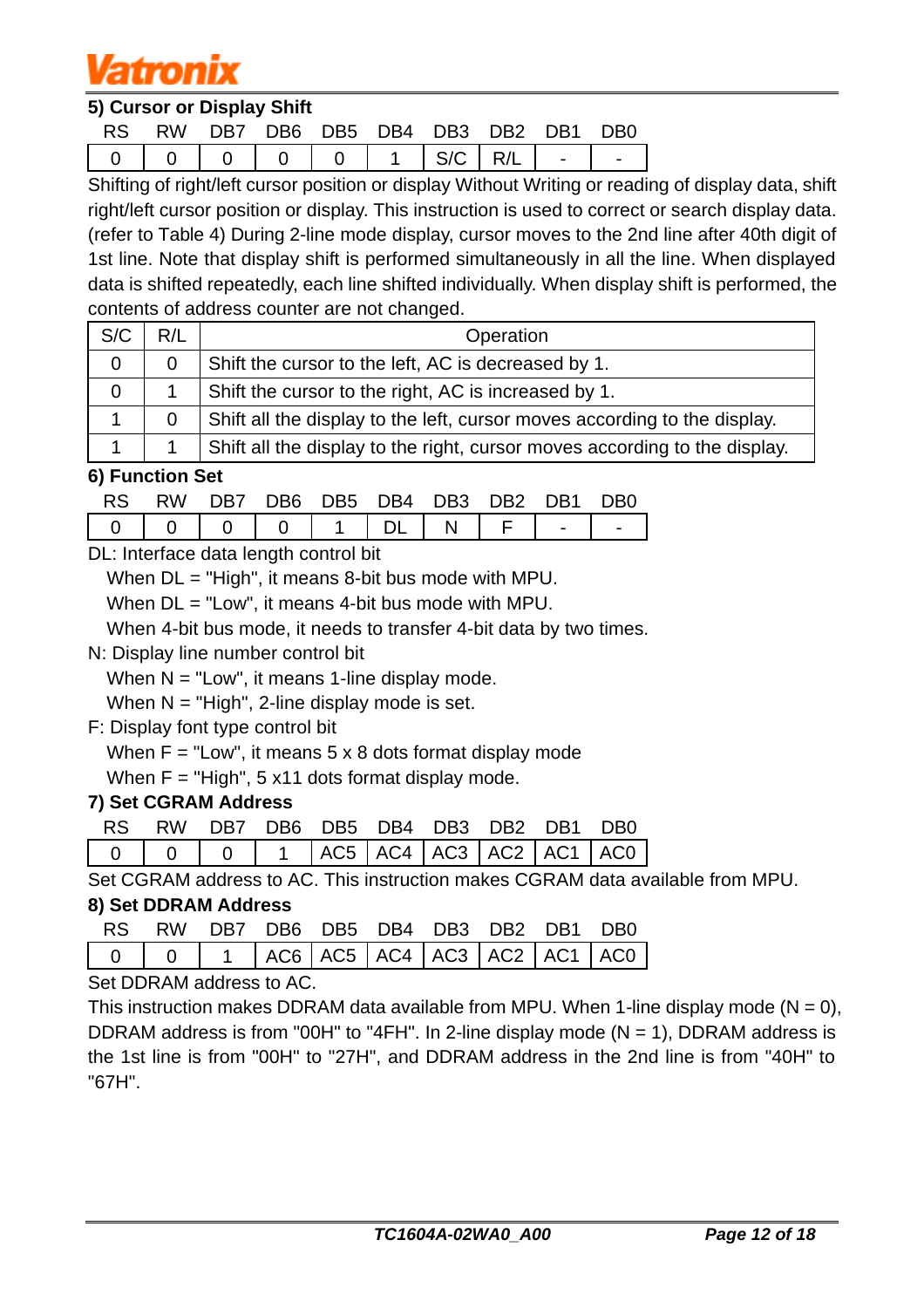### 5) Cursor or Display Shift

| RS | RW | DB7 | DB6 | DB5 | DB4 | DB3 | DB2 | DB1 | DB0 |
|---|---|---|---|---|---|---|---|---|---|
| 0 | 0 | 0 | 0 | 0 | 1 | S/C | R/L | - | - |

Shifting of right/left cursor position or display Without Writing or reading of display data, shift right/left cursor position or display. This instruction is used to correct or search display data. (refer to Table 4) During 2-line mode display, cursor moves to the 2nd line after 40th digit of 1st line. Note that display shift is performed simultaneously in all the line. When displayed data is shifted repeatedly, each line shifted individually. When display shift is performed, the contents of address counter are not changed.

| S/C | R/L | Operation |
|---|---|---|
| 0 | 0 | Shift the cursor to the left, AC is decreased by 1. |
| 0 | 1 | Shift the cursor to the right, AC is increased by 1. |
| 1 | 0 | Shift all the display to the left, cursor moves according to the display. |
| 1 | 1 | Shift all the display to the right, cursor moves according to the display. |

### 6) Function Set

| RS | RW | DB7 | DB6 | DB5 | DB4 | DB3 | DB2 | DB1 | DB0 |
|---|---|---|---|---|---|---|---|---|---|
| 0 | 0 | 0 | 0 | 1 | DL | N | F | - | - |

DL: Interface data length control bit

When DL = "High", it means 8-bit bus mode with MPU.

When DL = "Low", it means 4-bit bus mode with MPU.

When 4-bit bus mode, it needs to transfer 4-bit data by two times.

N: Display line number control bit

When N = "Low", it means 1-line display mode.

When N = "High", 2-line display mode is set.

F: Display font type control bit

When F = "Low", it means 5 x 8 dots format display mode

When F = "High", 5 x11 dots format display mode.

### 7) Set CGRAM Address

| RS | RW | DB7 | DB6 | DB5 | DB4 | DB3 | DB2 | DB1 | DB0 |
|---|---|---|---|---|---|---|---|---|---|
| 0 | 0 | 0 | 1 | AC5 | AC4 | AC3 | AC2 | AC1 | AC0 |

Set CGRAM address to AC. This instruction makes CGRAM data available from MPU.

### 8) Set DDRAM Address

| RS | RW | DB7 | DB6 | DB5 | DB4 | DB3 | DB2 | DB1 | DB0 |
|---|---|---|---|---|---|---|---|---|---|
| 0 | 0 | 1 | AC6 | AC5 | AC4 | AC3 | AC2 | AC1 | AC0 |

Set DDRAM address to AC.

This instruction makes DDRAM data available from MPU. When 1-line display mode (N = 0), DDRAM address is from "00H" to "4FH". In 2-line display mode (N = 1), DDRAM address is the 1st line is from "00H" to "27H", and DDRAM address in the 2nd line is from "40H" to "67H".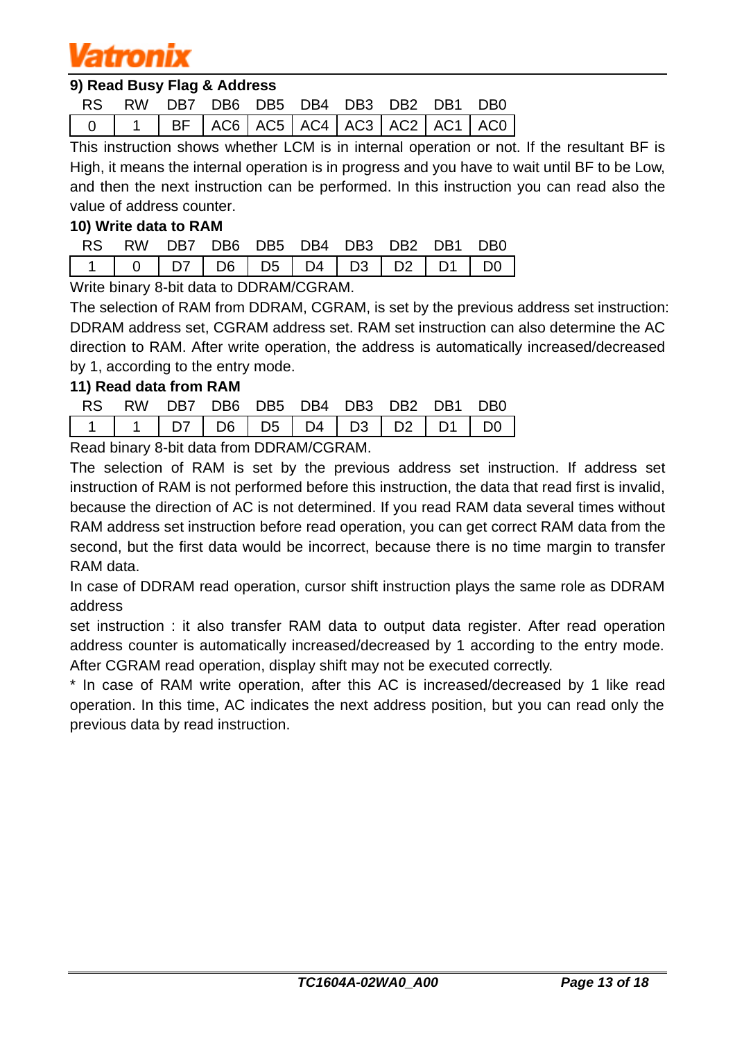### 9) Read Busy Flag & Address

| RS | RW | DB7 | DB6 | DB5 | DB4 | DB3 | DB2 | DB1 | DB0 |
|---|---|---|---|---|---|---|---|---|---|
| 0 | 1 | BF | AC6 | AC5 | AC4 | AC3 | AC2 | AC1 | AC0 |

This instruction shows whether LCM is in internal operation or not. If the resultant BF is High, it means the internal operation is in progress and you have to wait until BF to be Low, and then the next instruction can be performed. In this instruction you can read also the value of address counter.

### 10) Write data to RAM

| RS | RW | DB7 | DB6 | DB5 | DB4 | DB3 | DB2 | DB1 | DB0 |
|---|---|---|---|---|---|---|---|---|---|
| 1 | 0 | D7 | D6 | D5 | D4 | D3 | D2 | D1 | D0 |

Write binary 8-bit data to DDRAM/CGRAM.

The selection of RAM from DDRAM, CGRAM, is set by the previous address set instruction: DDRAM address set, CGRAM address set. RAM set instruction can also determine the AC direction to RAM. After write operation, the address is automatically increased/decreased by 1, according to the entry mode.

### 11) Read data from RAM

| RS | RW | DB7 | DB6 | DB5 | DB4 | DB3 | DB2 | DB1 | DB0 |
|---|---|---|---|---|---|---|---|---|---|
| 1 | 1 | D7 | D6 | D5 | D4 | D3 | D2 | D1 | D0 |

Read binary 8-bit data from DDRAM/CGRAM.

The selection of RAM is set by the previous address set instruction. If address set instruction of RAM is not performed before this instruction, the data that read first is invalid, because the direction of AC is not determined. If you read RAM data several times without RAM address set instruction before read operation, you can get correct RAM data from the second, but the first data would be incorrect, because there is no time margin to transfer RAM data.

In case of DDRAM read operation, cursor shift instruction plays the same role as DDRAM address

set instruction : it also transfer RAM data to output data register. After read operation address counter is automatically increased/decreased by 1 according to the entry mode. After CGRAM read operation, display shift may not be executed correctly.

* In case of RAM write operation, after this AC is increased/decreased by 1 like read operation. In this time, AC indicates the next address position, but you can read only the previous data by read instruction.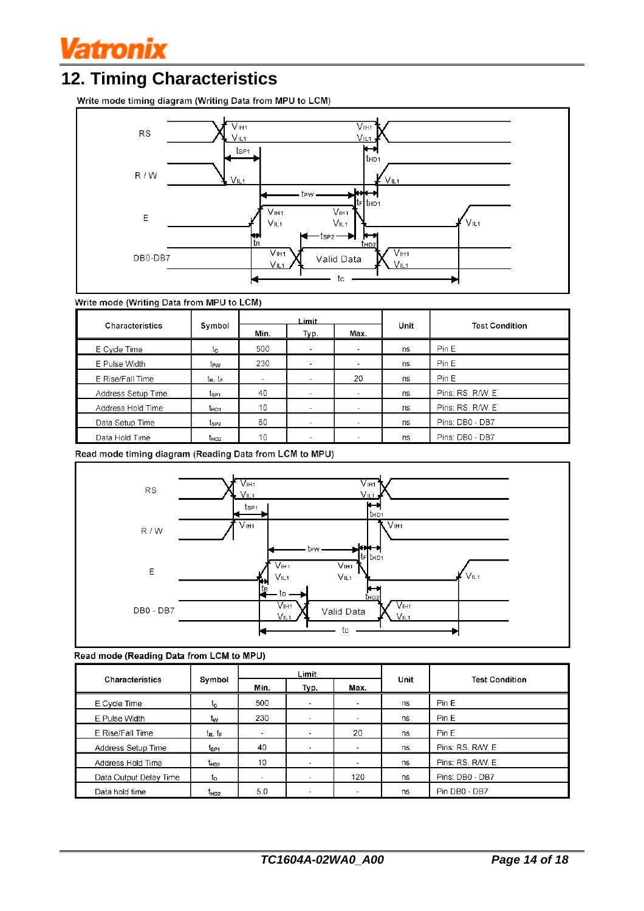## 12. Timing Characteristics

Write mode timing diagram (Writing Data from MPU to LCM)

Write mode (Writing Data from MPU to LCM)

| Characteristics | Symbol | Limit | | | Unit | Test Condition |
|---|---|---|---|---|---|---|
| | | Min. | Typ. | Max. | | |
| E Cycle Time | $t_C$ | 500 | - | - | ns | Pin E |
| E Pulse Width | $t_{PW}$ | 230 | - | - | ns | Pin E |
| E Rise/Fall Time | $t_R$, $t_F$ | - | - | 20 | ns | Pin E |
| Address Setup Time | $t_{SP1}$ | 40 | - | - | ns | Pins: RS, R/W, E |
| Address Hold Time | $t_{HD1}$ | 10 | - | - | ns | Pins: RS, R/W, E |
| Data Setup Time | $t_{SP2}$ | 80 | - | - | ns | Pins: DB0 - DB7 |
| Data Hold Time | $t_{HD2}$ | 10 | - | - | ns | Pins: DB0 - DB7 |

Read mode timing diagram (Reading Data from LCM to MPU)

Read mode (Reading Data from LCM to MPU)

| Characteristics | Symbol | Limit | | | Unit | Test Condition |
|---|---|---|---|---|---|---|
| | | Min. | Typ. | Max. | | |
| E Cycle Time | $t_c$ | 500 | - | - | ns | Pin E |
| E Pulse Width | $t_W$ | 230 | - | - | ns | Pin E |
| E Rise/Fall Time | $t_R$, $t_F$ | - | - | 20 | ns | Pin E |
| Address Setup Time | $t_{SP1}$ | 40 | - | - | ns | Pins: RS, R/W, E |
| Address Hold Time | $t_{HD1}$ | 10 | - | - | ns | Pins: RS, R/W, E |
| Data Output Delay Time | $t_D$ | - | - | 120 | ns | Pins: DB0 - DB7 |
| Data hold time | $t_{HD2}$ | 5.0 | - | - | ns | Pin DB0 - DB7 |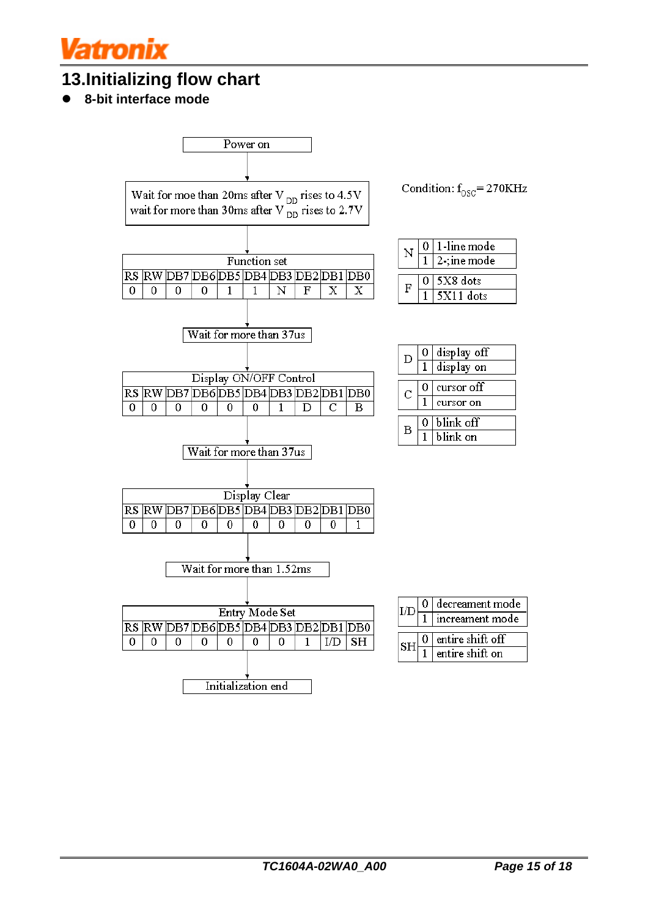## 13.Initializing flow chart

- **8-bit interface mode**

Power on

↓

Wait for moe than 20ms after $V_{DD}$ rises to 4.5V
wait for more than 30ms after $V_{DD}$ rises to 2.7V

Condition: $f_{OSC}$= 270KHz

↓

| Function set | | | | | | | | | |
|---|---|---|---|---|---|---|---|---|---|
| RS | RW | DB7 | DB6 | DB5 | DB4 | DB3 | DB2 | DB1 | DB0 |
| 0 | 0 | 0 | 0 | 1 | 1 | N | F | X | X |

| | | |
|---|---|---|
| N | 0 | 1-line mode |
| | 1 | 2-;ine mode |
| F | 0 | 5X8 dots |
| | 1 | 5X11 dots |

↓

Wait for more than 37us

↓

| Display ON/OFF Control | | | | | | | | | |
|---|---|---|---|---|---|---|---|---|---|
| RS | RW | DB7 | DB6 | DB5 | DB4 | DB3 | DB2 | DB1 | DB0 |
| 0 | 0 | 0 | 0 | 0 | 0 | 1 | D | C | B |

| | | |
|---|---|---|
| D | 0 | display off |
| | 1 | display on |
| C | 0 | cursor off |
| | 1 | cursor on |
| B | 0 | blink off |
| | 1 | blink on |

↓

Wait for more than 37us

↓

| Display Clear | | | | | | | | | |
|---|---|---|---|---|---|---|---|---|---|
| RS | RW | DB7 | DB6 | DB5 | DB4 | DB3 | DB2 | DB1 | DB0 |
| 0 | 0 | 0 | 0 | 0 | 0 | 0 | 0 | 0 | 1 |

↓

Wait for more than 1.52ms

↓

| Entry Mode Set | | | | | | | | | |
|---|---|---|---|---|---|---|---|---|---|
| RS | RW | DB7 | DB6 | DB5 | DB4 | DB3 | DB2 | DB1 | DB0 |
| 0 | 0 | 0 | 0 | 0 | 0 | 0 | 1 | I/D | SH |

| | | |
|---|---|---|
| I/D | 0 | decreament mode |
| | 1 | increament mode |
| SH | 0 | entire shift off |
| | 1 | entire shift on |

↓

Initialization end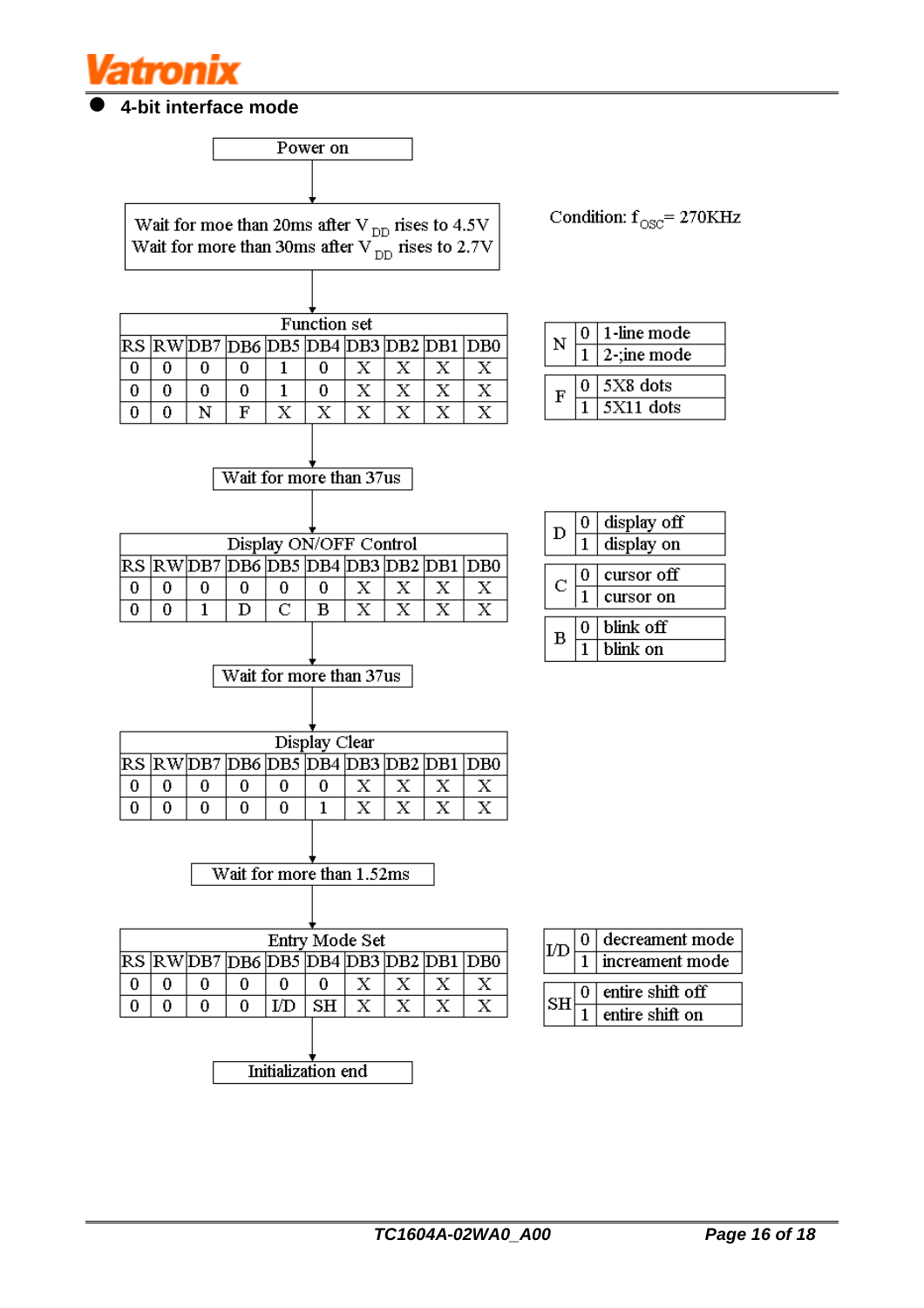## 4-bit interface mode

Power on

↓

Wait for moe than 20ms after $V_{DD}$ rises to 4.5V
Wait for more than 30ms after $V_{DD}$ rises to 2.7V

Condition: $f_{OSC}$= 270KHz

↓

| Function set | | | | | | | | | |
|---|---|---|---|---|---|---|---|---|---|
| RS | RW | DB7 | DB6 | DB5 | DB4 | DB3 | DB2 | DB1 | DB0 |
| 0 | 0 | 0 | 0 | 1 | 0 | X | X | X | X |
| 0 | 0 | 0 | 0 | 1 | 0 | X | X | X | X |
| 0 | 0 | N | F | X | X | X | X | X | X |

| N | | |
|---|---|---|
| N | 0 | 1-line mode |
| | 1 | 2-;ine mode |

| F | | |
|---|---|---|
| F | 0 | 5X8 dots |
| | 1 | 5X11 dots |

↓

Wait for more than 37us

↓

| Display ON/OFF Control | | | | | | | | | |
|---|---|---|---|---|---|---|---|---|---|
| RS | RW | DB7 | DB6 | DB5 | DB4 | DB3 | DB2 | DB1 | DB0 |
| 0 | 0 | 0 | 0 | 0 | 0 | X | X | X | X |
| 0 | 0 | 1 | D | C | B | X | X | X | X |

| D | | |
|---|---|---|
| D | 0 | display off |
| | 1 | display on |

| C | | |
|---|---|---|
| C | 0 | cursor off |
| | 1 | cursor on |

| B | | |
|---|---|---|
| B | 0 | blink off |
| | 1 | blink on |

↓

Wait for more than 37us

↓

| Display Clear | | | | | | | | | |
|---|---|---|---|---|---|---|---|---|---|
| RS | RW | DB7 | DB6 | DB5 | DB4 | DB3 | DB2 | DB1 | DB0 |
| 0 | 0 | 0 | 0 | 0 | 0 | X | X | X | X |
| 0 | 0 | 0 | 0 | 0 | 1 | X | X | X | X |

↓

Wait for more than 1.52ms

↓

| Entry Mode Set | | | | | | | | | |
|---|---|---|---|---|---|---|---|---|---|
| RS | RW | DB7 | DB6 | DB5 | DB4 | DB3 | DB2 | DB1 | DB0 |
| 0 | 0 | 0 | 0 | 0 | 0 | X | X | X | X |
| 0 | 0 | 0 | 0 | I/D | SH | X | X | X | X |

| I/D | | |
|---|---|---|
| I/D | 0 | decreament mode |
| | 1 | increament mode |

| SH | | |
|---|---|---|
| SH | 0 | entire shift off |
| | 1 | entire shift on |

↓

Initialization end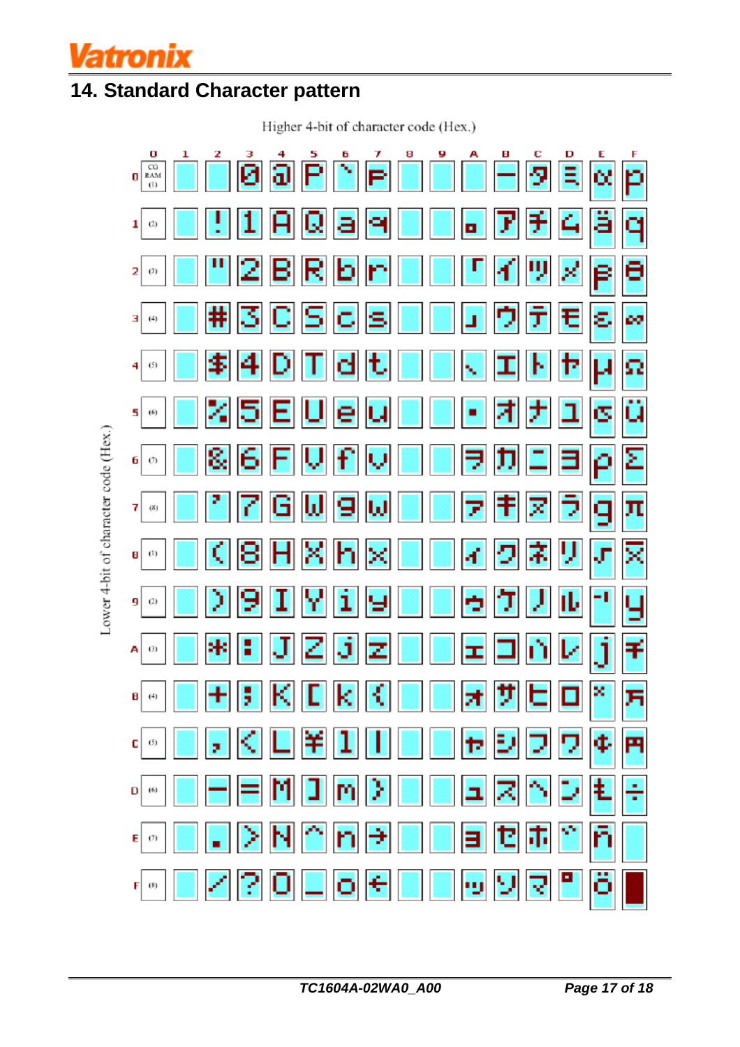## 14. Standard Character pattern

Higher 4-bit of character code (Hex.) across the top; Lower 4-bit of character code (Hex.) down the side.

| Lower \ Higher | 0 | 1 | 2 | 3 | 4 | 5 | 6 | 7 | 8 | 9 | A | B | C | D | E | F |
|---|---|---|---|---|---|---|---|---|---|---|---|---|---|---|---|---|
| 0 | CG RAM (1) | | | 0 | @ | P | ` | p | | | | ー | タ | ミ | α | p |
| 1 | (2) | | ! | 1 | A | Q | a | q | | | 。 | ア | チ | ム | ä | q |
| 2 | (3) | | " | 2 | B | R | b | r | | | 「 | イ | ツ | メ | β | θ |
| 3 | (4) | | # | 3 | C | S | c | s | | | 」 | ウ | テ | モ | ε | ∞ |
| 4 | (5) | | $ | 4 | D | T | d | t | | | 、 | エ | ト | ヤ | μ | Ω |
| 5 | (6) | | % | 5 | E | U | e | u | | | ・ | オ | ナ | ユ | σ | ü |
| 6 | (7) | | & | 6 | F | V | f | v | | | ヲ | カ | ニ | ヨ | ρ | Σ |
| 7 | (8) | | ' | 7 | G | W | g | w | | | ァ | キ | ヌ | ラ | g | π |
| 8 | (1) | | ( | 8 | H | X | h | x | | | ィ | ク | ネ | リ | √ | x̄ |
| 9 | (2) | | ) | 9 | I | Y | i | y | | | ゥ | ケ | ノ | ル | ⁻¹ | y |
| A | (3) | | * | : | J | Z | j | z | | | ェ | コ | ハ | レ | j | 千 |
| B | (4) | | + | ; | K | [ | k | { | | | ォ | サ | ヒ | ロ | ˣ | 万 |
| C | (5) | | , | < | L | ¥ | l | \| | | | ャ | シ | フ | ワ | ¢ | 円 |
| D | (6) | | - | = | M | ] | m | } | | | ュ | ス | ヘ | ン | £ | ÷ |
| E | (7) | | . | > | N | ^ | n | → | | | ョ | セ | ホ | ゛ | ñ | |
| F | (8) | | / | ? | O | _ | o | ← | | | ッ | ソ | マ | ゜ | ö | █ |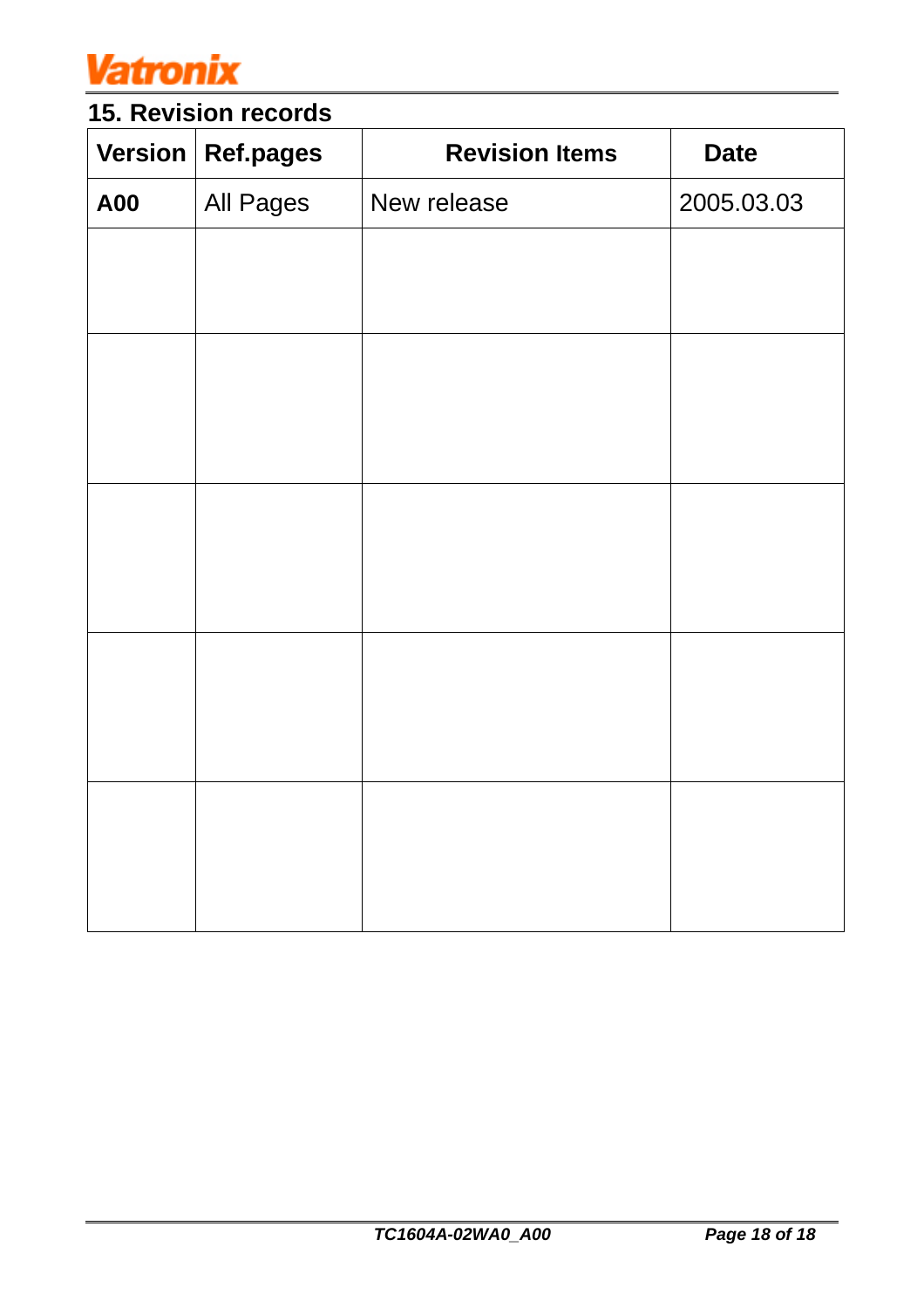## 15. Revision records

| Version | Ref.pages | Revision Items | Date |
|---|---|---|---|
| **A00** | All Pages | New release | 2005.03.03 |
| | | | |
| | | | |
| | | | |
| | | | |
| | | | |